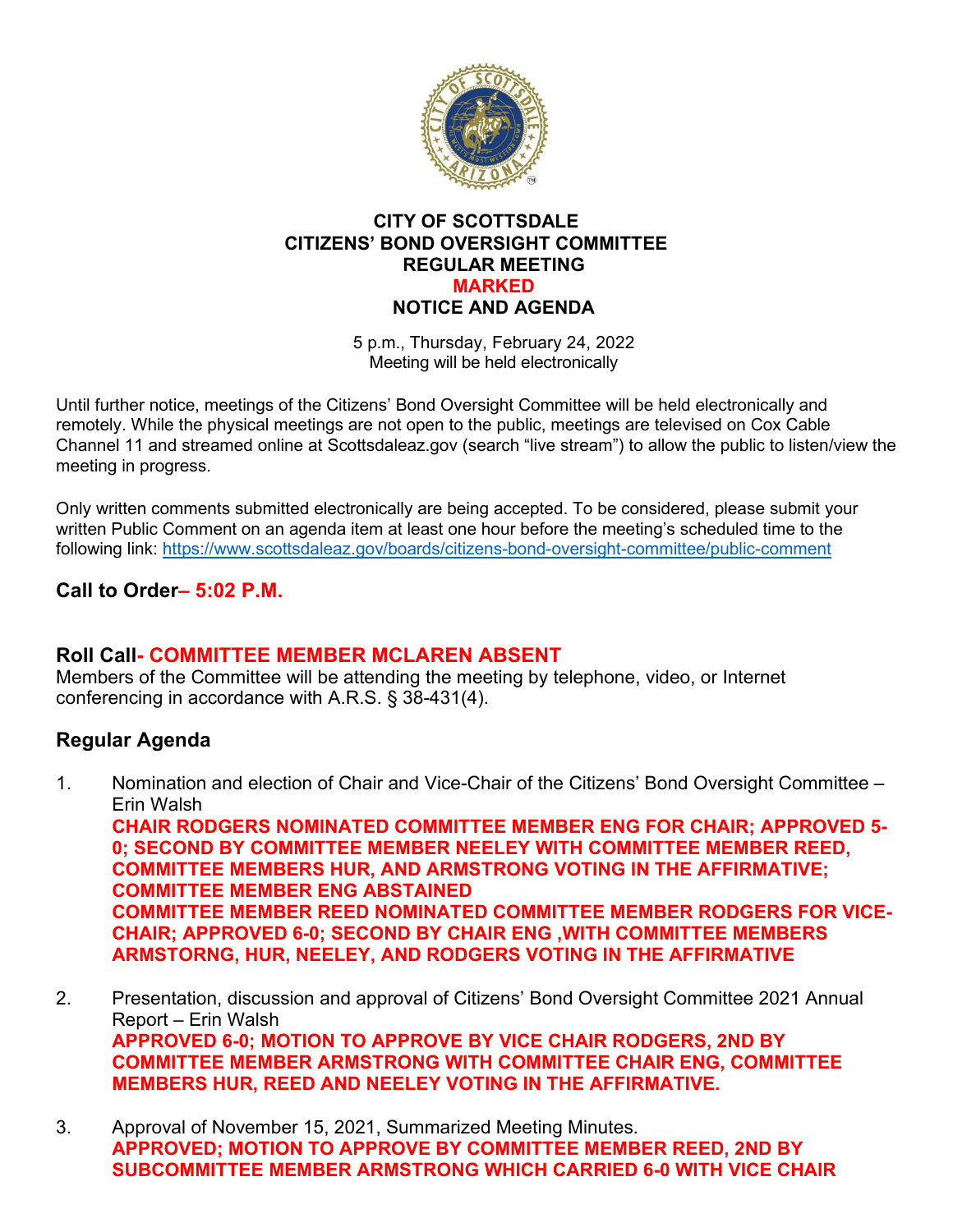# CITY OF SCOTTSDALE
# CITIZENS' BOND OVERSIGHT COMMITTEE
# REGULAR MEETING
# MARKED
# NOTICE AND AGENDA

5 p.m., Thursday, February 24, 2022
Meeting will be held electronically

Until further notice, meetings of the Citizens' Bond Oversight Committee will be held electronically and remotely. While the physical meetings are not open to the public, meetings are televised on Cox Cable Channel 11 and streamed online at Scottsdaleaz.gov (search "live stream") to allow the public to listen/view the meeting in progress.

Only written comments submitted electronically are being accepted. To be considered, please submit your written Public Comment on an agenda item at least one hour before the meeting's scheduled time to the following link: https://www.scottsdaleaz.gov/boards/citizens-bond-oversight-committee/public-comment

## Call to Order– 5:02 P.M.

## Roll Call- COMMITTEE MEMBER MCLAREN ABSENT

Members of the Committee will be attending the meeting by telephone, video, or Internet conferencing in accordance with A.R.S. § 38-431(4).

## Regular Agenda

1. Nomination and election of Chair and Vice-Chair of the Citizens' Bond Oversight Committee – Erin Walsh
   **CHAIR RODGERS NOMINATED COMMITTEE MEMBER ENG FOR CHAIR; APPROVED 5-0; SECOND BY COMMITTEE MEMBER NEELEY WITH COMMITTEE MEMBER REED, COMMITTEE MEMBERS HUR, AND ARMSTRONG VOTING IN THE AFFIRMATIVE; COMMITTEE MEMBER ENG ABSTAINED**
   **COMMITTEE MEMBER REED NOMINATED COMMITTEE MEMBER RODGERS FOR VICE-CHAIR; APPROVED 6-0; SECOND BY CHAIR ENG ,WITH COMMITTEE MEMBERS ARMSTORNG, HUR, NEELEY, AND RODGERS VOTING IN THE AFFIRMATIVE**

2. Presentation, discussion and approval of Citizens' Bond Oversight Committee 2021 Annual Report – Erin Walsh
   **APPROVED 6-0; MOTION TO APPROVE BY VICE CHAIR RODGERS, 2ND BY COMMITTEE MEMBER ARMSTRONG WITH COMMITTEE CHAIR ENG, COMMITTEE MEMBERS HUR, REED AND NEELEY VOTING IN THE AFFIRMATIVE.**

3. Approval of November 15, 2021, Summarized Meeting Minutes.
   **APPROVED; MOTION TO APPROVE BY COMMITTEE MEMBER REED, 2ND BY SUBCOMMITTEE MEMBER ARMSTRONG WHICH CARRIED 6-0 WITH VICE CHAIR**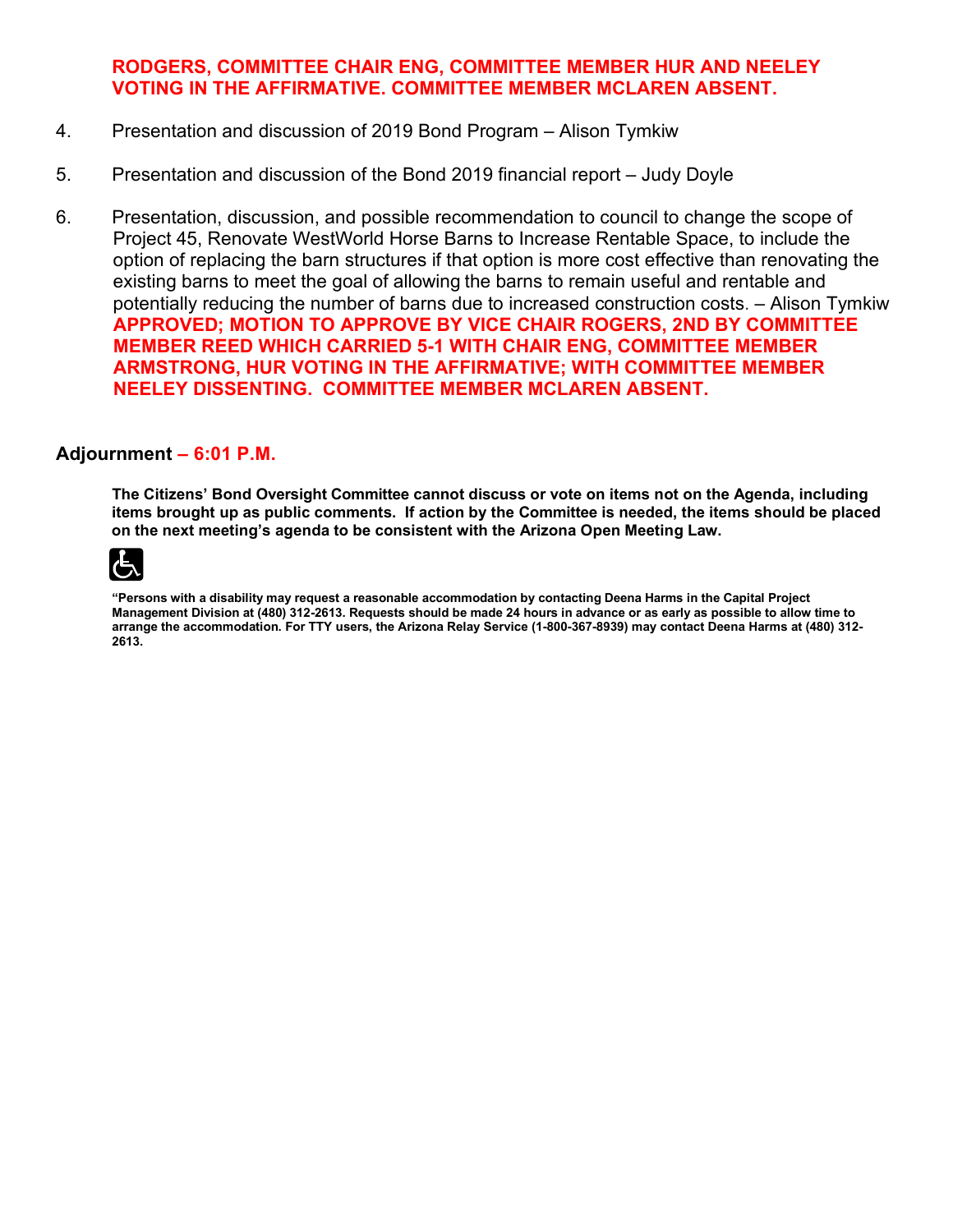**RODGERS, COMMITTEE CHAIR ENG, COMMITTEE MEMBER HUR AND NEELEY VOTING IN THE AFFIRMATIVE. COMMITTEE MEMBER MCLAREN ABSENT.**

4. Presentation and discussion of 2019 Bond Program – Alison Tymkiw

5. Presentation and discussion of the Bond 2019 financial report – Judy Doyle

6. Presentation, discussion, and possible recommendation to council to change the scope of Project 45, Renovate WestWorld Horse Barns to Increase Rentable Space, to include the option of replacing the barn structures if that option is more cost effective than renovating the existing barns to meet the goal of allowing the barns to remain useful and rentable and potentially reducing the number of barns due to increased construction costs. – Alison Tymkiw **APPROVED; MOTION TO APPROVE BY VICE CHAIR ROGERS, 2ND BY COMMITTEE MEMBER REED WHICH CARRIED 5-1 WITH CHAIR ENG, COMMITTEE MEMBER ARMSTRONG, HUR VOTING IN THE AFFIRMATIVE; WITH COMMITTEE MEMBER NEELEY DISSENTING. COMMITTEE MEMBER MCLAREN ABSENT.**

## Adjournment – 6:01 P.M.

**The Citizens' Bond Oversight Committee cannot discuss or vote on items not on the Agenda, including items brought up as public comments. If action by the Committee is needed, the items should be placed on the next meeting's agenda to be consistent with the Arizona Open Meeting Law.**

**"Persons with a disability may request a reasonable accommodation by contacting Deena Harms in the Capital Project Management Division at (480) 312-2613. Requests should be made 24 hours in advance or as early as possible to allow time to arrange the accommodation. For TTY users, the Arizona Relay Service (1-800-367-8939) may contact Deena Harms at (480) 312-2613.**